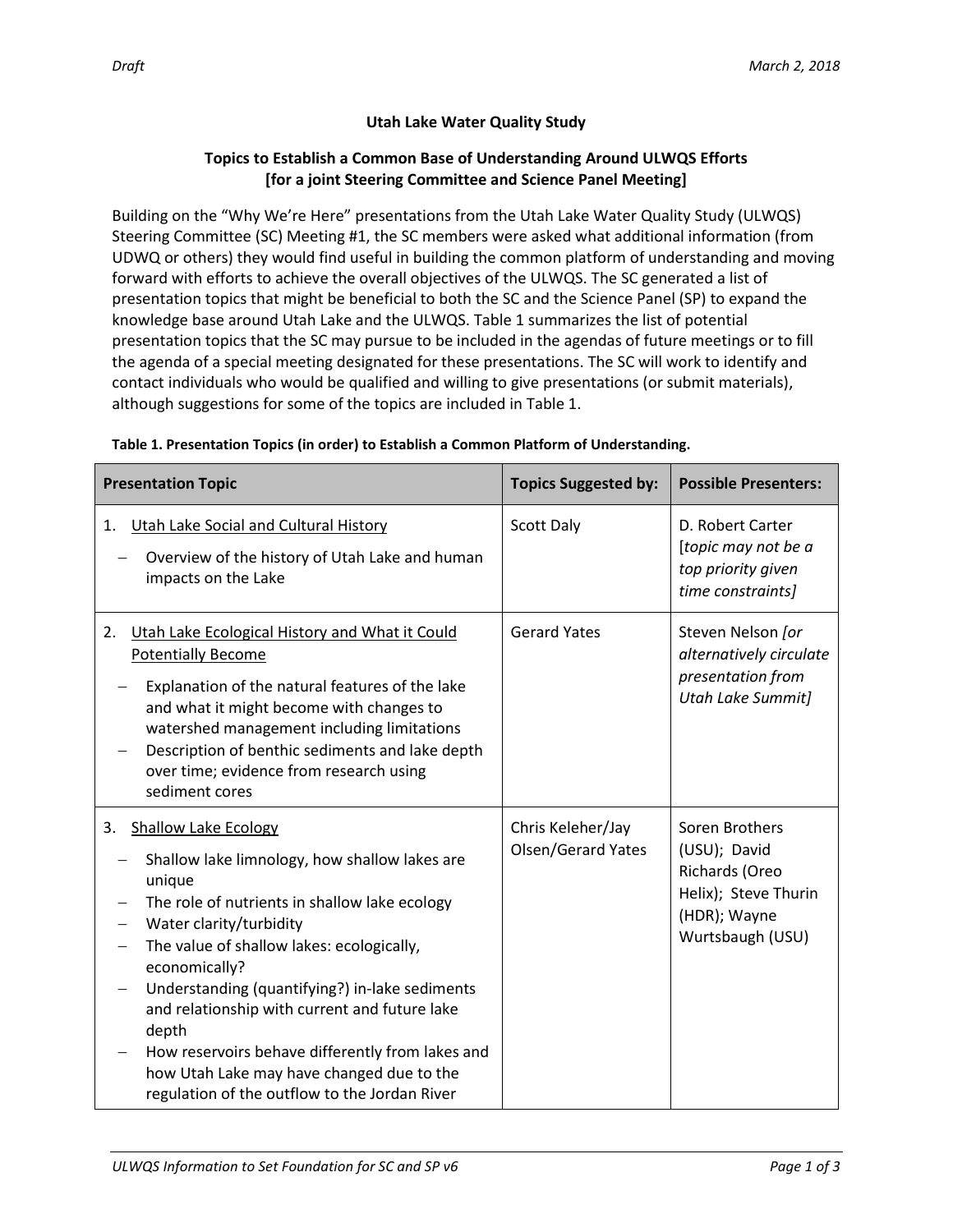Draft March 2, 2018

## Utah Lake Water Quality Study

### Topics to Establish a Common Base of Understanding Around ULWQS Efforts [for a joint Steering Committee and Science Panel Meeting]

Building on the "Why We're Here" presentations from the Utah Lake Water Quality Study (ULWQS) Steering Committee (SC) Meeting #1, the SC members were asked what additional information (from UDWQ or others) they would find useful in building the common platform of understanding and moving forward with efforts to achieve the overall objectives of the ULWQS. The SC generated a list of presentation topics that might be beneficial to both the SC and the Science Panel (SP) to expand the knowledge base around Utah Lake and the ULWQS. Table 1 summarizes the list of potential presentation topics that the SC may pursue to be included in the agendas of future meetings or to fill the agenda of a special meeting designated for these presentations. The SC will work to identify and contact individuals who would be qualified and willing to give presentations (or submit materials), although suggestions for some of the topics are included in Table 1.

**Table 1. Presentation Topics (in order) to Establish a Common Platform of Understanding.**

| Presentation Topic | Topics Suggested by: | Possible Presenters: |
|---|---|---|
| 1. <u>Utah Lake Social and Cultural History</u><br>– Overview of the history of Utah Lake and human impacts on the Lake | Scott Daly | D. Robert Carter [*topic may not be a top priority given time constraints*] |
| 2. <u>Utah Lake Ecological History and What it Could Potentially Become</u><br>– Explanation of the natural features of the lake and what it might become with changes to watershed management including limitations<br>– Description of benthic sediments and lake depth over time; evidence from research using sediment cores | Gerard Yates | Steven Nelson *[or alternatively circulate presentation from Utah Lake Summit]* |
| 3. <u>Shallow Lake Ecology</u><br>– Shallow lake limnology, how shallow lakes are unique<br>– The role of nutrients in shallow lake ecology<br>– Water clarity/turbidity<br>– The value of shallow lakes: ecologically, economically?<br>– Understanding (quantifying?) in-lake sediments and relationship with current and future lake depth<br>– How reservoirs behave differently from lakes and how Utah Lake may have changed due to the regulation of the outflow to the Jordan River | Chris Keleher/Jay Olsen/Gerard Yates | Soren Brothers (USU); David Richards (Oreo Helix); Steve Thurin (HDR); Wayne Wurtsbaugh (USU) |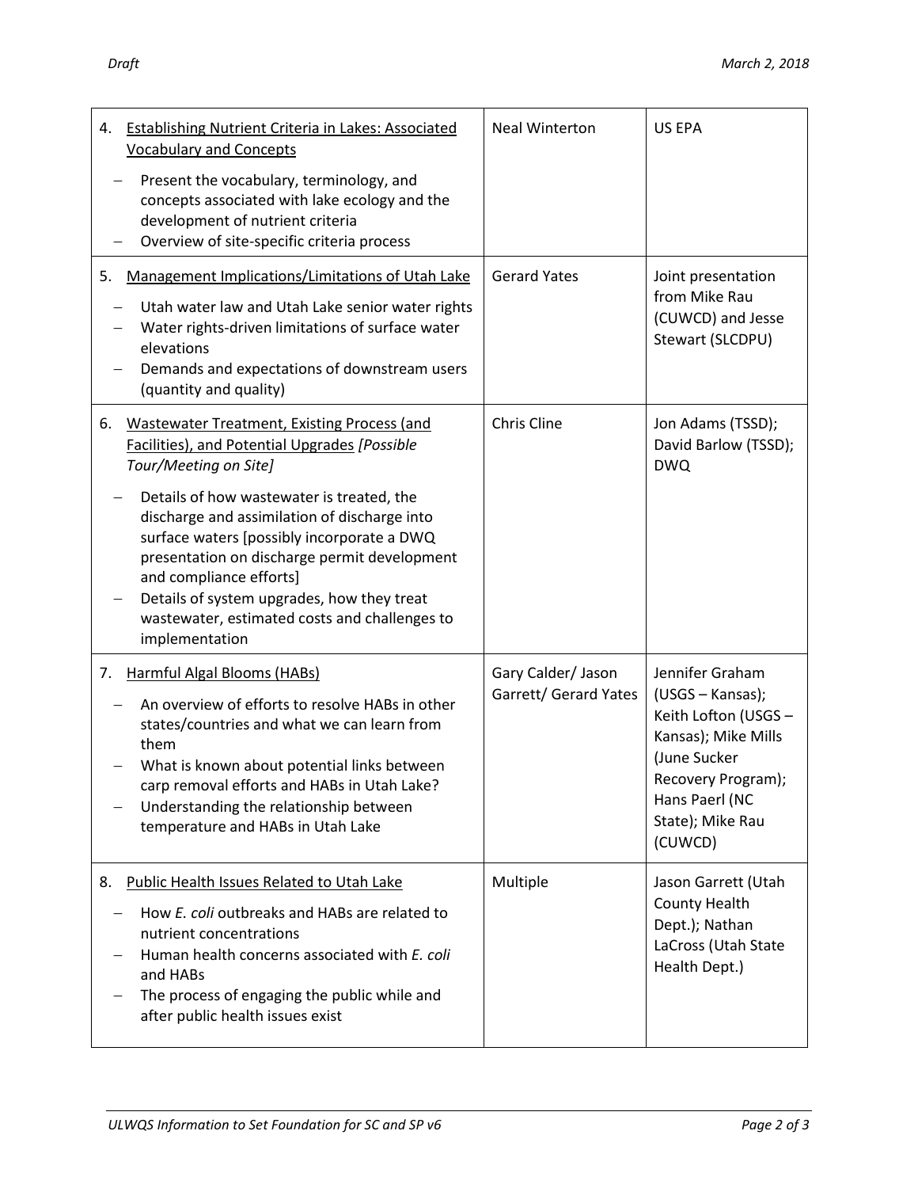| | | |
|---|---|---|
| 4. <u>Establishing Nutrient Criteria in Lakes: Associated Vocabulary and Concepts</u><br>– Present the vocabulary, terminology, and concepts associated with lake ecology and the development of nutrient criteria<br>– Overview of site-specific criteria process | Neal Winterton | US EPA |
| 5. <u>Management Implications/Limitations of Utah Lake</u><br>– Utah water law and Utah Lake senior water rights<br>– Water rights-driven limitations of surface water elevations<br>– Demands and expectations of downstream users (quantity and quality) | Gerard Yates | Joint presentation from Mike Rau (CUWCD) and Jesse Stewart (SLCDPU) |
| 6. <u>Wastewater Treatment, Existing Process (and Facilities), and Potential Upgrades</u> *[Possible Tour/Meeting on Site]*<br>– Details of how wastewater is treated, the discharge and assimilation of discharge into surface waters [possibly incorporate a DWQ presentation on discharge permit development and compliance efforts]<br>– Details of system upgrades, how they treat wastewater, estimated costs and challenges to implementation | Chris Cline | Jon Adams (TSSD); David Barlow (TSSD); DWQ |
| 7. <u>Harmful Algal Blooms (HABs)</u><br>– An overview of efforts to resolve HABs in other states/countries and what we can learn from them<br>– What is known about potential links between carp removal efforts and HABs in Utah Lake?<br>– Understanding the relationship between temperature and HABs in Utah Lake | Gary Calder/ Jason Garrett/ Gerard Yates | Jennifer Graham (USGS – Kansas); Keith Lofton (USGS – Kansas); Mike Mills (June Sucker Recovery Program); Hans Paerl (NC State); Mike Rau (CUWCD) |
| 8. <u>Public Health Issues Related to Utah Lake</u><br>– How *E. coli* outbreaks and HABs are related to nutrient concentrations<br>– Human health concerns associated with *E. coli* and HABs<br>– The process of engaging the public while and after public health issues exist | Multiple | Jason Garrett (Utah County Health Dept.); Nathan LaCross (Utah State Health Dept.) |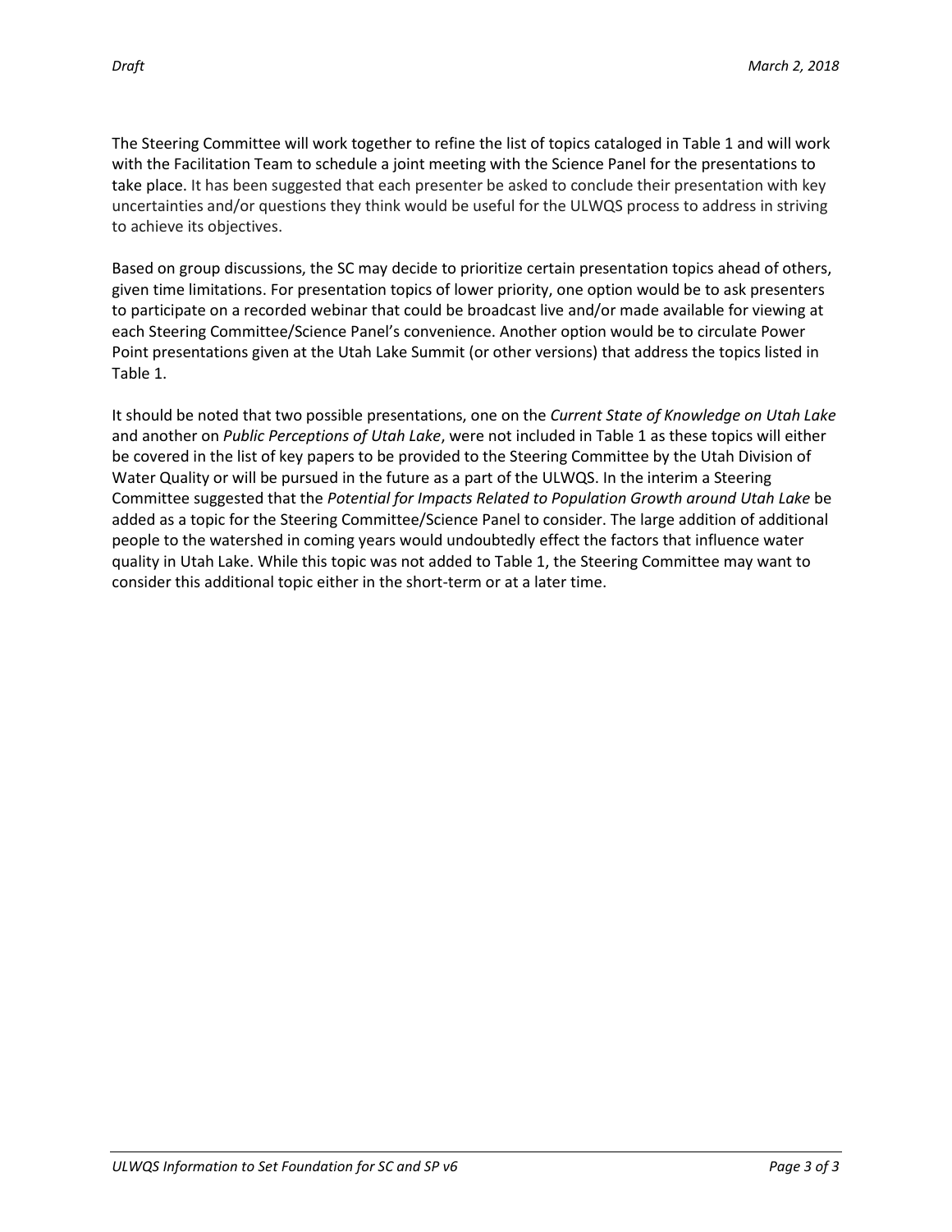The Steering Committee will work together to refine the list of topics cataloged in Table 1 and will work with the Facilitation Team to schedule a joint meeting with the Science Panel for the presentations to take place. It has been suggested that each presenter be asked to conclude their presentation with key uncertainties and/or questions they think would be useful for the ULWQS process to address in striving to achieve its objectives.

Based on group discussions, the SC may decide to prioritize certain presentation topics ahead of others, given time limitations. For presentation topics of lower priority, one option would be to ask presenters to participate on a recorded webinar that could be broadcast live and/or made available for viewing at each Steering Committee/Science Panel's convenience. Another option would be to circulate Power Point presentations given at the Utah Lake Summit (or other versions) that address the topics listed in Table 1.

It should be noted that two possible presentations, one on the *Current State of Knowledge on Utah Lake* and another on *Public Perceptions of Utah Lake*, were not included in Table 1 as these topics will either be covered in the list of key papers to be provided to the Steering Committee by the Utah Division of Water Quality or will be pursued in the future as a part of the ULWQS. In the interim a Steering Committee suggested that the *Potential for Impacts Related to Population Growth around Utah Lake* be added as a topic for the Steering Committee/Science Panel to consider. The large addition of additional people to the watershed in coming years would undoubtedly effect the factors that influence water quality in Utah Lake. While this topic was not added to Table 1, the Steering Committee may want to consider this additional topic either in the short-term or at a later time.